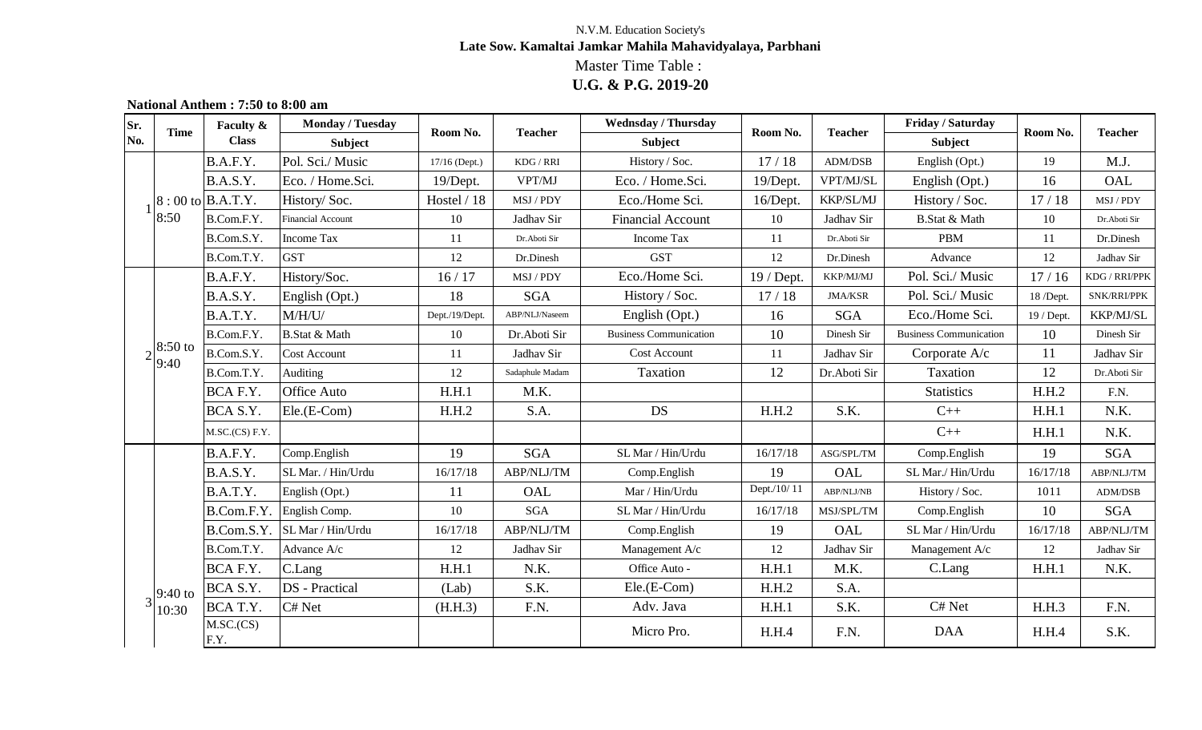N.V.M. Education Society's

**Late Sow. Kamaltai Jamkar Mahila Mahavidyalaya, Parbhani**

Master Time Table :

**U.G. & P.G. 2019-20**

**National Anthem : 7:50 to 8:00 am**

| Sr. No. | Time | Faculty & Class | Monday / Tuesday Subject | Room No. | Teacher | Wednsday / Thursday Subject | Room No. | Teacher | Friday / Saturday Subject | Room No. | Teacher |
|---|---|---|---|---|---|---|---|---|---|---|---|
| 1 | 8 : 00 to 8:50 | B.A.F.Y. | Pol. Sci./ Music | 17/16 (Dept.) | KDG / RRI | History / Soc. | 17 / 18 | ADM/DSB | English (Opt.) | 19 | M.J. |
| | | B.A.S.Y. | Eco. / Home.Sci. | 19/Dept. | VPT/MJ | Eco. / Home.Sci. | 19/Dept. | VPT/MJ/SL | English (Opt.) | 16 | OAL |
| | | B.A.T.Y. | History/ Soc. | Hostel / 18 | MSJ / PDY | Eco./Home Sci. | 16/Dept. | KKP/SL/MJ | History / Soc. | 17 / 18 | MSJ / PDY |
| | | B.Com.F.Y. | Financial Account | 10 | Jadhav Sir | Financial Account | 10 | Jadhav Sir | B.Stat & Math | 10 | Dr.Aboti Sir |
| | | B.Com.S.Y. | Income Tax | 11 | Dr.Aboti Sir | Income Tax | 11 | Dr.Aboti Sir | PBM | 11 | Dr.Dinesh |
| | | B.Com.T.Y. | GST | 12 | Dr.Dinesh | GST | 12 | Dr.Dinesh | Advance | 12 | Jadhav Sir |
| 2 | 8:50 to 9:40 | B.A.F.Y. | History/Soc. | 16 / 17 | MSJ / PDY | Eco./Home Sci. | 19 / Dept. | KKP/MJ/MJ | Pol. Sci./ Music | 17 / 16 | KDG / RRI/PPK |
| | | B.A.S.Y. | English (Opt.) | 18 | SGA | History / Soc. | 17 / 18 | JMA/KSR | Pol. Sci./ Music | 18 /Dept. | SNK/RRI/PPK |
| | | B.A.T.Y. | M/H/U/ | Dept./19/Dept. | ABP/NLJ/Naseem | English (Opt.) | 16 | SGA | Eco./Home Sci. | 19 / Dept. | KKP/MJ/SL |
| | | B.Com.F.Y. | B.Stat & Math | 10 | Dr.Aboti Sir | Business Communication | 10 | Dinesh Sir | Business Communication | 10 | Dinesh Sir |
| | | B.Com.S.Y. | Cost Account | 11 | Jadhav Sir | Cost Account | 11 | Jadhav Sir | Corporate A/c | 11 | Jadhav Sir |
| | | B.Com.T.Y. | Auditing | 12 | Sadaphule Madam | Taxation | 12 | Dr.Aboti Sir | Taxation | 12 | Dr.Aboti Sir |
| | | BCA F.Y. | Office Auto | H.H.1 | M.K. | | | | Statistics | H.H.2 | F.N. |
| | | BCA S.Y. | Ele.(E-Com) | H.H.2 | S.A. | DS | H.H.2 | S.K. | C++ | H.H.1 | N.K. |
| | | M.SC.(CS) F.Y. | | | | | | | C++ | H.H.1 | N.K. |
| 3 | 9:40 to 10:30 | B.A.F.Y. | Comp.English | 19 | SGA | SL Mar / Hin/Urdu | 16/17/18 | ASG/SPL/TM | Comp.English | 19 | SGA |
| | | B.A.S.Y. | SL Mar. / Hin/Urdu | 16/17/18 | ABP/NLJ/TM | Comp.English | 19 | OAL | SL Mar./ Hin/Urdu | 16/17/18 | ABP/NLJ/TM |
| | | B.A.T.Y. | English (Opt.) | 11 | OAL | Mar / Hin/Urdu | Dept./10/ 11 | ABP/NLJ/NB | History / Soc. | 1011 | ADM/DSB |
| | | B.Com.F.Y. | English Comp. | 10 | SGA | SL Mar / Hin/Urdu | 16/17/18 | MSJ/SPL/TM | Comp.English | 10 | SGA |
| | | B.Com.S.Y. | SL Mar / Hin/Urdu | 16/17/18 | ABP/NLJ/TM | Comp.English | 19 | OAL | SL Mar / Hin/Urdu | 16/17/18 | ABP/NLJ/TM |
| | | B.Com.T.Y. | Advance A/c | 12 | Jadhav Sir | Management A/c | 12 | Jadhav Sir | Management A/c | 12 | Jadhav Sir |
| | | BCA F.Y. | C.Lang | H.H.1 | N.K. | Office Auto - | H.H.1 | M.K. | C.Lang | H.H.1 | N.K. |
| | | BCA S.Y. | DS - Practical | (Lab) | S.K. | Ele.(E-Com) | H.H.2 | S.A. | | | |
| | | BCA T.Y. | C# Net | (H.H.3) | F.N. | Adv. Java | H.H.1 | S.K. | C# Net | H.H.3 | F.N. |
| | | M.SC.(CS) F.Y. | | | | Micro Pro. | H.H.4 | F.N. | DAA | H.H.4 | S.K. |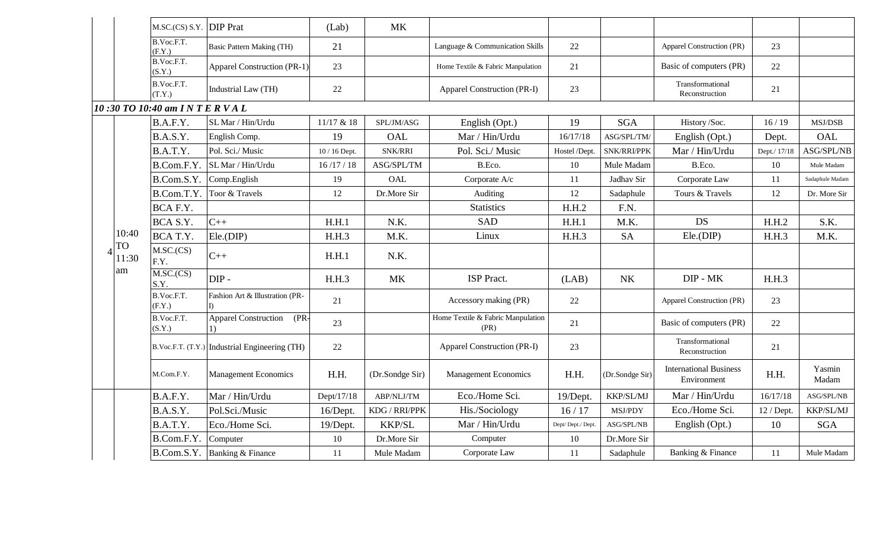| | | | | | | | | | | |
|---|---|---|---|---|---|---|---|---|---|---|
| | | M.SC.(CS) S.Y. | DIP Prat | (Lab) | MK | | | | | |
| | | B.Voc.F.T. (F.Y.) | Basic Pattern Making (TH) | 21 | | Language & Communication Skills | 22 | | Apparel Construction (PR) | 23 |
| | | B.Voc.F.T. (S.Y.) | Apparel Construction (PR-1) | 23 | | Home Textile & Fabric Manpulation | 21 | | Basic of computers (PR) | 22 |
| | | B.Voc.F.T. (T.Y.) | Industrial Law (TH) | 22 | | Apparel Construction (PR-I) | 23 | | Transformational Reconstruction | 21 |
| *10 :30 TO 10:40 am I N T E R V A L* | | | | | | | | | | |
| | | B.A.F.Y. | SL Mar / Hin/Urdu | 11/17 & 18 | SPL/JM/ASG | English (Opt.) | 19 | SGA | History /Soc. | 16 / 19 | MSJ/DSB |
| | | B.A.S.Y. | English Comp. | 19 | OAL | Mar / Hin/Urdu | 16/17/18 | ASG/SPL/TM/ | English (Opt.) | Dept. | OAL |
| | | B.A.T.Y. | Pol. Sci./ Music | 10 / 16 Dept. | SNK/RRI | Pol. Sci./ Music | Hostel /Dept. | SNK/RRI/PPK | Mar / Hin/Urdu | Dept./ 17/18 | ASG/SPL/NB |
| | | B.Com.F.Y. | SL Mar / Hin/Urdu | 16 /17 / 18 | ASG/SPL/TM | B.Eco. | 10 | Mule Madam | B.Eco. | 10 | Mule Madam |
| | | B.Com.S.Y. | Comp.English | 19 | OAL | Corporate A/c | 11 | Jadhav Sir | Corporate Law | 11 | Sadaphule Madam |
| | | B.Com.T.Y. | Toor & Travels | 12 | Dr.More Sir | Auditing | 12 | Sadaphule | Tours & Travels | 12 | Dr. More Sir |
| | | BCA F.Y. | | | | Statistics | H.H.2 | F.N. | | | |
| | | BCA S.Y. | C++ | H.H.1 | N.K. | SAD | H.H.1 | M.K. | DS | H.H.2 | S.K. |
| 4 | 10:40 TO 11:30 am | BCA T.Y. | Ele.(DIP) | H.H.3 | M.K. | Linux | H.H.3 | SA | Ele.(DIP) | H.H.3 | M.K. |
| | | M.SC.(CS) F.Y. | C++ | H.H.1 | N.K. | | | | | | |
| | | M.SC.(CS) S.Y. | DIP - | H.H.3 | MK | ISP Pract. | (LAB) | NK | DIP - MK | H.H.3 | |
| | | B.Voc.F.T. (F.Y.) | Fashion Art & Illustration (PR-I) | 21 | | Accessory making (PR) | 22 | | Apparel Construction (PR) | 23 | |
| | | B.Voc.F.T. (S.Y.) | Apparel Construction (PR-1) | 23 | | Home Textile & Fabric Manpulation (PR) | 21 | | Basic of computers (PR) | 22 | |
| | | B.Voc.F.T. (T.Y.) | Industrial Engineering (TH) | 22 | | Apparel Construction (PR-I) | 23 | | Transformational Reconstruction | 21 | |
| | | M.Com.F.Y. | Management Economics | H.H. | (Dr.Sondge Sir) | Management Economics | H.H. | (Dr.Sondge Sir) | International Business Environment | H.H. | Yasmin Madam |
| | | B.A.F.Y. | Mar / Hin/Urdu | Dept/17/18 | ABP/NLJ/TM | Eco./Home Sci. | 19/Dept. | KKP/SL/MJ | Mar / Hin/Urdu | 16/17/18 | ASG/SPL/NB |
| | | B.A.S.Y. | Pol.Sci./Music | 16/Dept. | KDG / RRI/PPK | His./Sociology | 16 / 17 | MSJ/PDY | Eco./Home Sci. | 12 / Dept. | KKP/SL/MJ |
| | | B.A.T.Y. | Eco./Home Sci. | 19/Dept. | KKP/SL | Mar / Hin/Urdu | Dept/ Dept./ Dept. | ASG/SPL/NB | English (Opt.) | 10 | SGA |
| | | B.Com.F.Y. | Computer | 10 | Dr.More Sir | Computer | 10 | Dr.More Sir | | | |
| | | B.Com.S.Y. | Banking & Finance | 11 | Mule Madam | Corporate Law | 11 | Sadaphule | Banking & Finance | 11 | Mule Madam |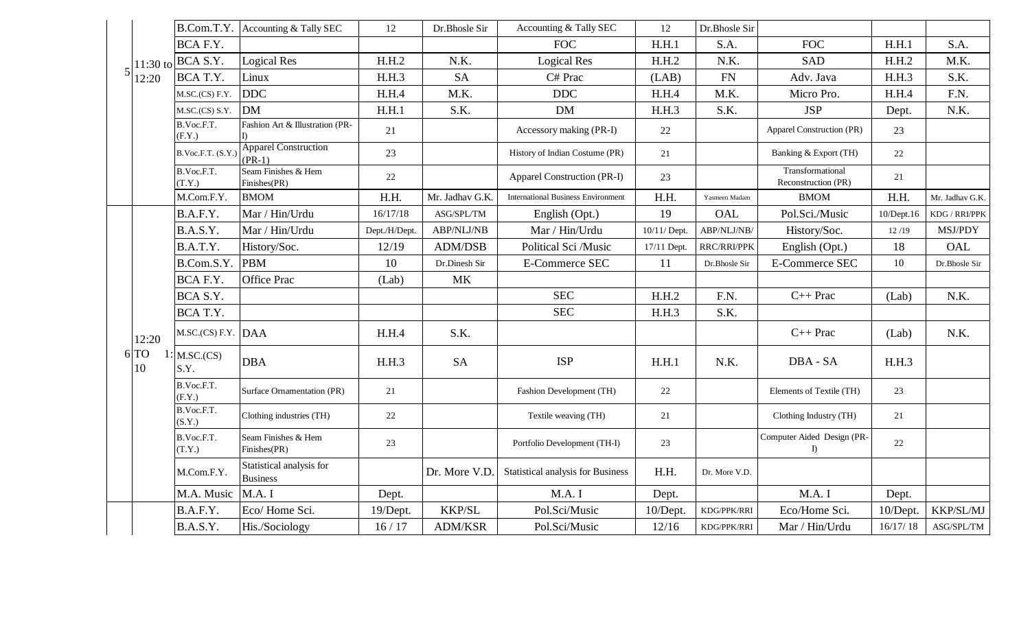| | | | | | | | | | | | |
|---|---|---|---|---|---|---|---|---|---|---|---|
| | | B.Com.T.Y. | Accounting & Tally SEC | 12 | Dr.Bhosle Sir | Accounting & Tally SEC | 12 | Dr.Bhosle Sir | | | |
| | | BCA F.Y. | | | | FOC | H.H.1 | S.A. | FOC | H.H.1 | S.A. |
| 5 | 11:30 to 12:20 | BCA S.Y. | Logical Res | H.H.2 | N.K. | Logical Res | H.H.2 | N.K. | SAD | H.H.2 | M.K. |
| | | BCA T.Y. | Linux | H.H.3 | SA | C# Prac | (LAB) | FN | Adv. Java | H.H.3 | S.K. |
| | | M.SC.(CS) F.Y. | DDC | H.H.4 | M.K. | DDC | H.H.4 | M.K. | Micro Pro. | H.H.4 | F.N. |
| | | M.SC.(CS) S.Y. | DM | H.H.1 | S.K. | DM | H.H.3 | S.K. | JSP | Dept. | N.K. |
| | | B.Voc.F.T. (F.Y.) | Fashion Art & Illustration (PR-I) | 21 | | Accessory making (PR-I) | 22 | | Apparel Construction (PR) | 23 | |
| | | B.Voc.F.T. (S.Y.) | Apparel Construction (PR-1) | 23 | | History of Indian Costume (PR) | 21 | | Banking & Export (TH) | 22 | |
| | | B.Voc.F.T. (T.Y.) | Seam Finishes & Hem Finishes(PR) | 22 | | Apparel Construction (PR-I) | 23 | | Transformational Reconstruction (PR) | 21 | |
| | | M.Com.F.Y. | BMOM | H.H. | Mr. Jadhav G.K. | International Business Environment | H.H. | Yasmeen Madam | BMOM | H.H. | Mr. Jadhav G.K. |
| | | B.A.F.Y. | Mar / Hin/Urdu | 16/17/18 | ASG/SPL/TM | English (Opt.) | 19 | OAL | Pol.Sci./Music | 10/Dept.16 | KDG / RRI/PPK |
| | | B.A.S.Y. | Mar / Hin/Urdu | Dept./H/Dept. | ABP/NLJ/NB | Mar / Hin/Urdu | 10/11/ Dept. | ABP/NLJ/NB/ | History/Soc. | 12 /19 | MSJ/PDY |
| | | B.A.T.Y. | History/Soc. | 12/19 | ADM/DSB | Political Sci /Music | 17/11 Dept. | RRC/RRI/PPK | English (Opt.) | 18 | OAL |
| | | B.Com.S.Y. | PBM | 10 | Dr.Dinesh Sir | E-Commerce SEC | 11 | Dr.Bhosle Sir | E-Commerce SEC | 10 | Dr.Bhosle Sir |
| | | BCA F.Y. | Office Prac | (Lab) | MK | | | | | | |
| | | BCA S.Y. | | | | SEC | H.H.2 | F.N. | C++ Prac | (Lab) | N.K. |
| | | BCA T.Y. | | | | SEC | H.H.3 | S.K. | | | |
| | | M.SC.(CS) F.Y. | DAA | H.H.4 | S.K. | | | | C++ Prac | (Lab) | N.K. |
| 6 | 12:20 TO 1:10 | M.SC.(CS) S.Y. | DBA | H.H.3 | SA | ISP | H.H.1 | N.K. | DBA - SA | H.H.3 | |
| | | B.Voc.F.T. (F.Y.) | Surface Ornamentation (PR) | 21 | | Fashion Development (TH) | 22 | | Elements of Textile (TH) | 23 | |
| | | B.Voc.F.T. (S.Y.) | Clothing industries (TH) | 22 | | Textile weaving (TH) | 21 | | Clothing Industry (TH) | 21 | |
| | | B.Voc.F.T. (T.Y.) | Seam Finishes & Hem Finishes(PR) | 23 | | Portfolio Development (TH-I) | 23 | | Computer Aided Design (PR-I) | 22 | |
| | | M.Com.F.Y. | Statistical analysis for Business | | Dr. More V.D. | Statistical analysis for Business | H.H. | Dr. More V.D. | | | |
| | | M.A. Music | M.A. I | Dept. | | M.A. I | Dept. | | M.A. I | Dept. | |
| | | B.A.F.Y. | Eco/ Home Sci. | 19/Dept. | KKP/SL | Pol.Sci/Music | 10/Dept. | KDG/PPK/RRI | Eco/Home Sci. | 10/Dept. | KKP/SL/MJ |
| | | B.A.S.Y. | His./Sociology | 16 / 17 | ADM/KSR | Pol.Sci/Music | 12/16 | KDG/PPK/RRI | Mar / Hin/Urdu | 16/17/ 18 | ASG/SPL/TM |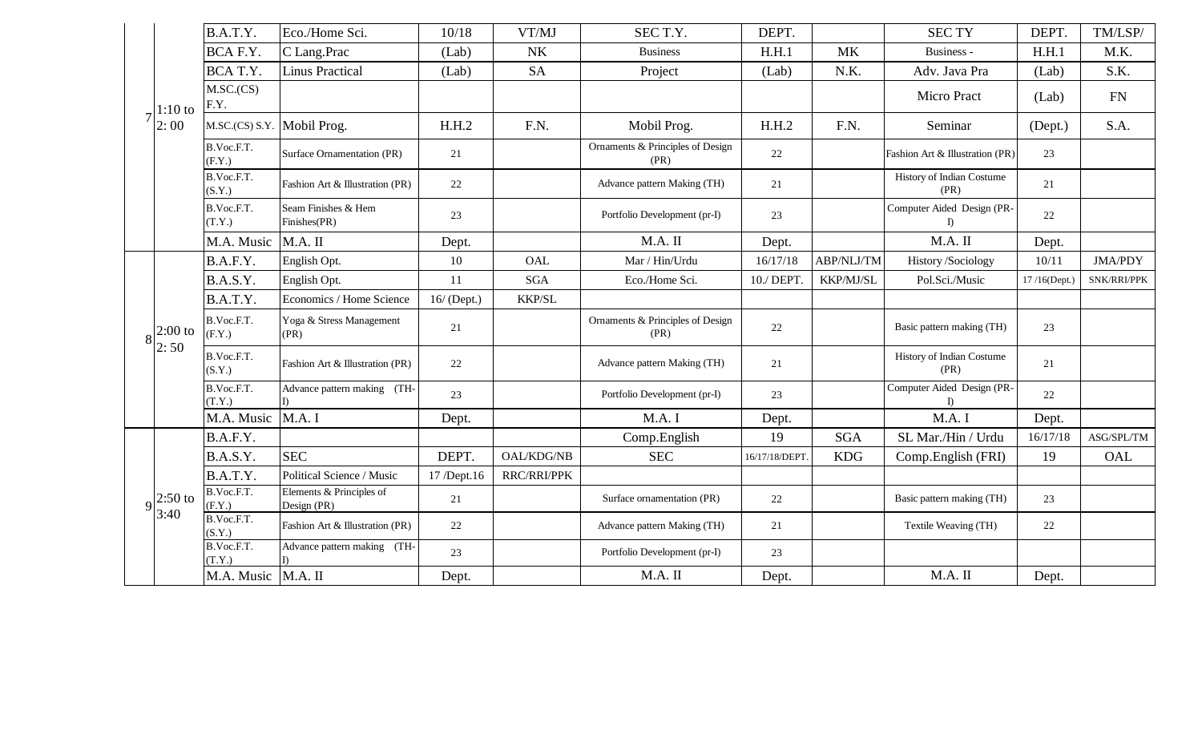| | | | | | | | | | | | |
|---|---|---|---|---|---|---|---|---|---|---|---|
| 7 | 1:10 to 2: 00 | B.A.T.Y. | Eco./Home Sci. | 10/18 | VT/MJ | SEC T.Y. | DEPT. | | SEC TY | DEPT. | TM/LSP/ |
| | | BCA F.Y. | C Lang.Prac | (Lab) | NK | Business | H.H.1 | MK | Business - | H.H.1 | M.K. |
| | | BCA T.Y. | Linus Practical | (Lab) | SA | Project | (Lab) | N.K. | Adv. Java Pra | (Lab) | S.K. |
| | | M.SC.(CS) F.Y. | | | | | | | Micro Pract | (Lab) | FN |
| | | M.SC.(CS) S.Y. | Mobil Prog. | H.H.2 | F.N. | Mobil Prog. | H.H.2 | F.N. | Seminar | (Dept.) | S.A. |
| | | B.Voc.F.T. (F.Y.) | Surface Ornamentation (PR) | 21 | | Ornaments & Principles of Design (PR) | 22 | | Fashion Art & Illustration (PR) | 23 | |
| | | B.Voc.F.T. (S.Y.) | Fashion Art & Illustration (PR) | 22 | | Advance pattern Making (TH) | 21 | | History of Indian Costume (PR) | 21 | |
| | | B.Voc.F.T. (T.Y.) | Seam Finishes & Hem Finishes(PR) | 23 | | Portfolio Development (pr-I) | 23 | | Computer Aided Design (PR-I) | 22 | |
| | | M.A. Music | M.A. II | Dept. | | M.A. II | Dept. | | M.A. II | Dept. | |
| 8 | 2:00 to 2: 50 | B.A.F.Y. | English Opt. | 10 | OAL | Mar / Hin/Urdu | 16/17/18 | ABP/NLJ/TM | History /Sociology | 10/11 | JMA/PDY |
| | | B.A.S.Y. | English Opt. | 11 | SGA | Eco./Home Sci. | 10./ DEPT. | KKP/MJ/SL | Pol.Sci./Music | 17 /16(Dept.) | SNK/RRI/PPK |
| | | B.A.T.Y. | Economics / Home Science | 16/ (Dept.) | KKP/SL | | | | | | |
| | | B.Voc.F.T. (F.Y.) | Yoga & Stress Management (PR) | 21 | | Ornaments & Principles of Design (PR) | 22 | | Basic pattern making (TH) | 23 | |
| | | B.Voc.F.T. (S.Y.) | Fashion Art & Illustration (PR) | 22 | | Advance pattern Making (TH) | 21 | | History of Indian Costume (PR) | 21 | |
| | | B.Voc.F.T. (T.Y.) | Advance pattern making (TH-I) | 23 | | Portfolio Development (pr-I) | 23 | | Computer Aided Design (PR-I) | 22 | |
| | | M.A. Music | M.A. I | Dept. | | M.A. I | Dept. | | M.A. I | Dept. | |
| 9 | 2:50 to 3:40 | B.A.F.Y. | | | | Comp.English | 19 | SGA | SL Mar./Hin / Urdu | 16/17/18 | ASG/SPL/TM |
| | | B.A.S.Y. | SEC | DEPT. | OAL/KDG/NB | SEC | 16/17/18/DEPT. | KDG | Comp.English (FRI) | 19 | OAL |
| | | B.A.T.Y. | Political Science / Music | 17 /Dept.16 | RRC/RRI/PPK | | | | | | |
| | | B.Voc.F.T. (F.Y.) | Elements & Principles of Design (PR) | 21 | | Surface ornamentation (PR) | 22 | | Basic pattern making (TH) | 23 | |
| | | B.Voc.F.T. (S.Y.) | Fashion Art & Illustration (PR) | 22 | | Advance pattern Making (TH) | 21 | | Textile Weaving (TH) | 22 | |
| | | B.Voc.F.T. (T.Y.) | Advance pattern making (TH-I) | 23 | | Portfolio Development (pr-I) | 23 | | | | |
| | | M.A. Music | M.A. II | Dept. | | M.A. II | Dept. | | M.A. II | Dept. | |